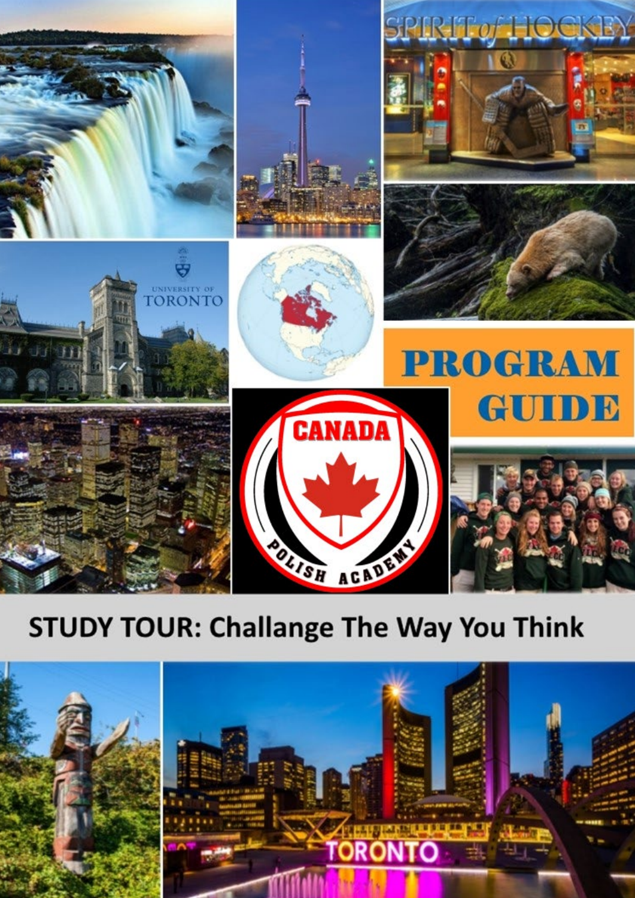# PROGRAM GUIDE

## STUDY TOUR: Challange The Way You Think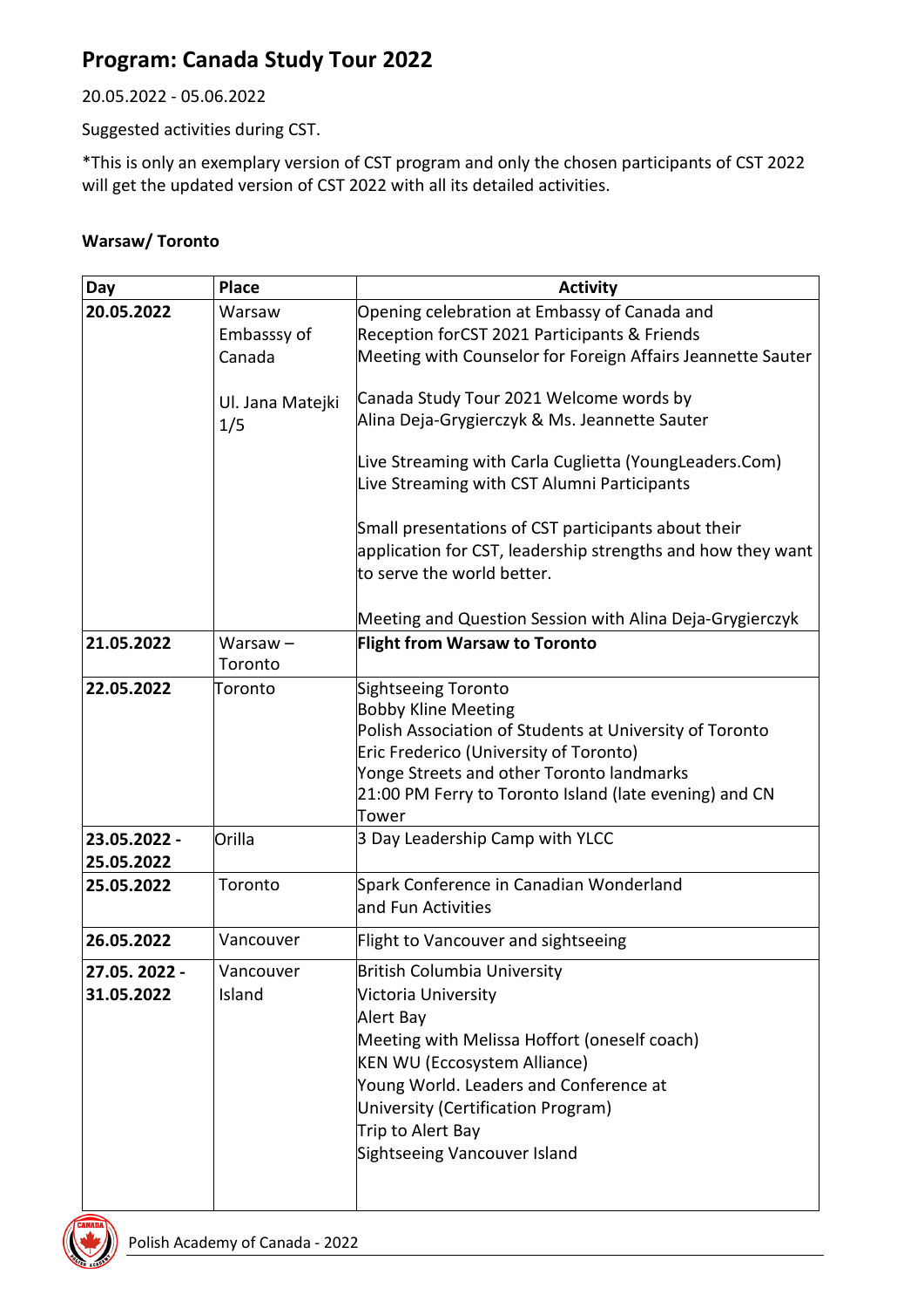# Program: Canada Study Tour 2022

20.05.2022 - 05.06.2022

Suggested activities during CST.

*This is only an exemplary version of CST program and only the chosen participants of CST 2022 will get the updated version of CST 2022 with all its detailed activities.

**Warsaw/ Toronto**

| Day | Place | Activity |
|---|---|---|
| **20.05.2022** | Warsaw Embasssy of Canada<br><br>Ul. Jana Matejki 1/5 | Opening celebration at Embassy of Canada and Reception forCST 2021 Participants & Friends<br>Meeting with Counselor for Foreign Affairs Jeannette Sauter<br><br>Canada Study Tour 2021 Welcome words by Alina Deja-Grygierczyk & Ms. Jeannette Sauter<br><br>Live Streaming with Carla Cuglietta (YoungLeaders.Com)<br>Live Streaming with CST Alumni Participants<br><br>Small presentations of CST participants about their application for CST, leadership strengths and how they want to serve the world better.<br><br>Meeting and Question Session with Alina Deja-Grygierczyk |
| **21.05.2022** | Warsaw – Toronto | **Flight from Warsaw to Toronto** |
| **22.05.2022** | Toronto | Sightseeing Toronto<br>Bobby Kline Meeting<br>Polish Association of Students at University of Toronto<br>Eric Frederico (University of Toronto)<br>Yonge Streets and other Toronto landmarks<br>21:00 PM Ferry to Toronto Island (late evening) and CN Tower |
| **23.05.2022 - 25.05.2022** | Orilla | 3 Day Leadership Camp with YLCC |
| **25.05.2022** | Toronto | Spark Conference in Canadian Wonderland and Fun Activities |
| **26.05.2022** | Vancouver | Flight to Vancouver and sightseeing |
| **27.05. 2022 - 31.05.2022** | Vancouver Island | British Columbia University<br>Victoria University<br>Alert Bay<br>Meeting with Melissa Hoffort (oneself coach)<br>KEN WU (Eccosystem Alliance)<br>Young World. Leaders and Conference at University (Certification Program)<br>Trip to Alert Bay<br>Sightseeing Vancouver Island |

Polish Academy of Canada - 2022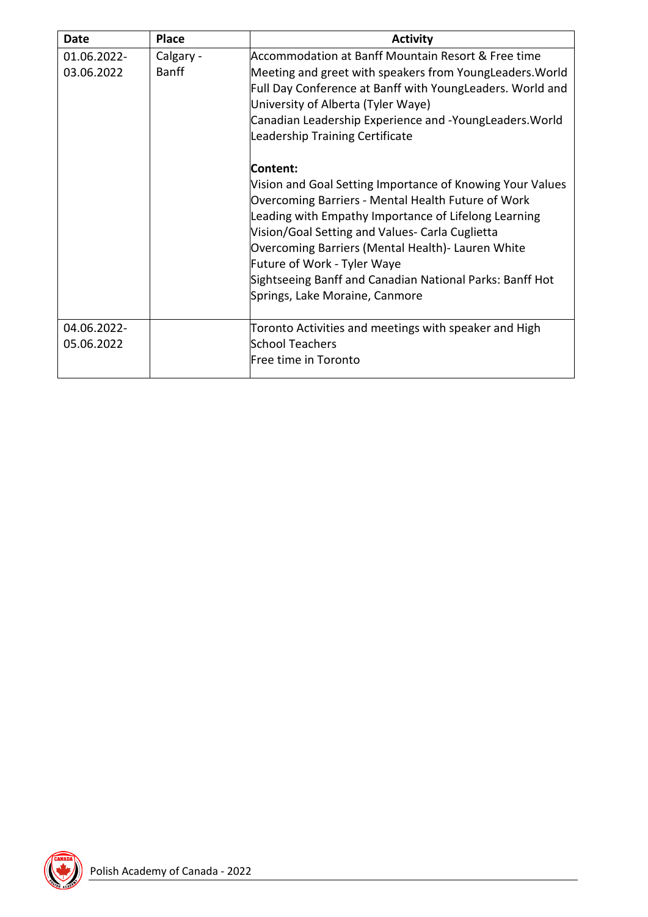| Date | Place | Activity |
|---|---|---|
| 01.06.2022-03.06.2022 | Calgary - Banff | Accommodation at Banff Mountain Resort & Free time<br>Meeting and greet with speakers from YoungLeaders.World<br>Full Day Conference at Banff with YoungLeaders. World and University of Alberta (Tyler Waye)<br>Canadian Leadership Experience and -YoungLeaders.World Leadership Training Certificate<br><br>**Content:**<br>Vision and Goal Setting Importance of Knowing Your Values<br>Overcoming Barriers - Mental Health Future of Work<br>Leading with Empathy Importance of Lifelong Learning<br>Vision/Goal Setting and Values- Carla Cuglietta<br>Overcoming Barriers (Mental Health)- Lauren White<br>Future of Work - Tyler Waye<br>Sightseeing Banff and Canadian National Parks: Banff Hot Springs, Lake Moraine, Canmore |
| 04.06.2022-05.06.2022 | | Toronto Activities and meetings with speaker and High School Teachers<br>Free time in Toronto |